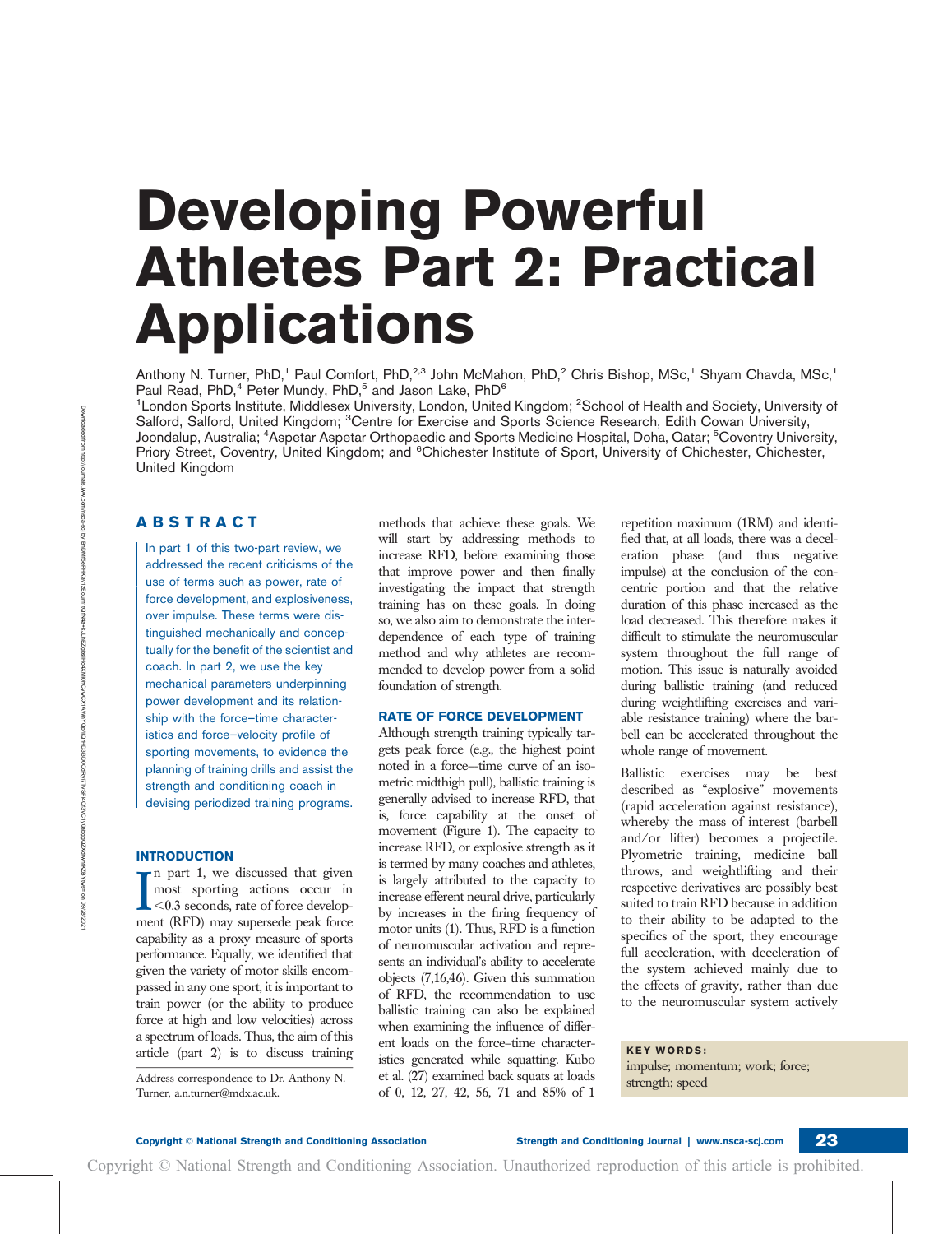# Developing Powerful Athletes Part 2: Practical Applications

Anthony N. Turner, PhD,[1] Paul Comfort, PhD,[2,3] John McMahon, PhD,[2] Chris Bishop, MSc,[1] Shyam Chavda, MSc,[1] Paul Read, PhD,[4] Peter Mundy, PhD,[5] and Jason Lake, PhD[6]

[1]London Sports Institute, Middlesex University, London, United Kingdom; [2]School of Health and Society, University of Salford, Salford, United Kingdom; [3]Centre for Exercise and Sports Science Research, Edith Cowan University, Joondalup, Australia; [4]Aspetar Aspetar Orthopaedic and Sports Medicine Hospital, Doha, Qatar; [5]Coventry University, Priory Street, Coventry, United Kingdom; and [6]Chichester Institute of Sport, University of Chichester, Chichester, United Kingdom

## ABSTRACT

In part 1 of this two-part review, we addressed the recent criticisms of the use of terms such as power, rate of force development, and explosiveness, over impulse. These terms were distinguished mechanically and conceptually for the benefit of the scientist and coach. In part 2, we use the key mechanical parameters underpinning power development and its relationship with the force–time characteristics and force–velocity profile of sporting movements, to evidence the planning of training drills and assist the strength and conditioning coach in devising periodized training programs.

## INTRODUCTION

In part 1, we discussed that given most sporting actions occur in <0.3 seconds, rate of force development (RFD) may supersede peak force capability as a proxy measure of sports performance. Equally, we identified that given the variety of motor skills encompassed in any one sport, it is important to train power (or the ability to produce force at high and low velocities) across a spectrum of loads. Thus, the aim of this article (part 2) is to discuss training methods that achieve these goals. We will start by addressing methods to increase RFD, before examining those that improve power and then finally investigating the impact that strength training has on these goals. In doing so, we also aim to demonstrate the interdependence of each type of training method and why athletes are recommended to develop power from a solid foundation of strength.

Address correspondence to Dr. Anthony N. Turner, a.n.turner@mdx.ac.uk.

## RATE OF FORCE DEVELOPMENT

Although strength training typically targets peak force (e.g., the highest point noted in a force–time curve of an isometric midthigh pull), ballistic training is generally advised to increase RFD, that is, force capability at the onset of movement (Figure 1). The capacity to increase RFD, or explosive strength as it is termed by many coaches and athletes, is largely attributed to the capacity to increase efferent neural drive, particularly by increases in the firing frequency of motor units (1). Thus, RFD is a function of neuromuscular activation and represents an individual's ability to accelerate objects (7,16,46). Given this summation of RFD, the recommendation to use ballistic training can also be explained when examining the influence of different loads on the force–time characteristics generated while squatting. Kubo et al. (27) examined back squats at loads of 0, 12, 27, 42, 56, 71 and 85% of 1 repetition maximum (1RM) and identified that, at all loads, there was a deceleration phase (and thus negative impulse) at the conclusion of the concentric portion and that the relative duration of this phase increased as the load decreased. This therefore makes it difficult to stimulate the neuromuscular system throughout the full range of motion. This issue is naturally avoided during ballistic training (and reduced during weightlifting exercises and variable resistance training) where the barbell can be accelerated throughout the whole range of movement.

Ballistic exercises may be best described as "explosive" movements (rapid acceleration against resistance), whereby the mass of interest (barbell and/or lifter) becomes a projectile. Plyometric training, medicine ball throws, and weightlifting and their respective derivatives are possibly best suited to train RFD because in addition to their ability to be adapted to the specifics of the sport, they encourage full acceleration, with deceleration of the system achieved mainly due to the effects of gravity, rather than due to the neuromuscular system actively

**KEY WORDS:**
impulse; momentum; work; force; strength; speed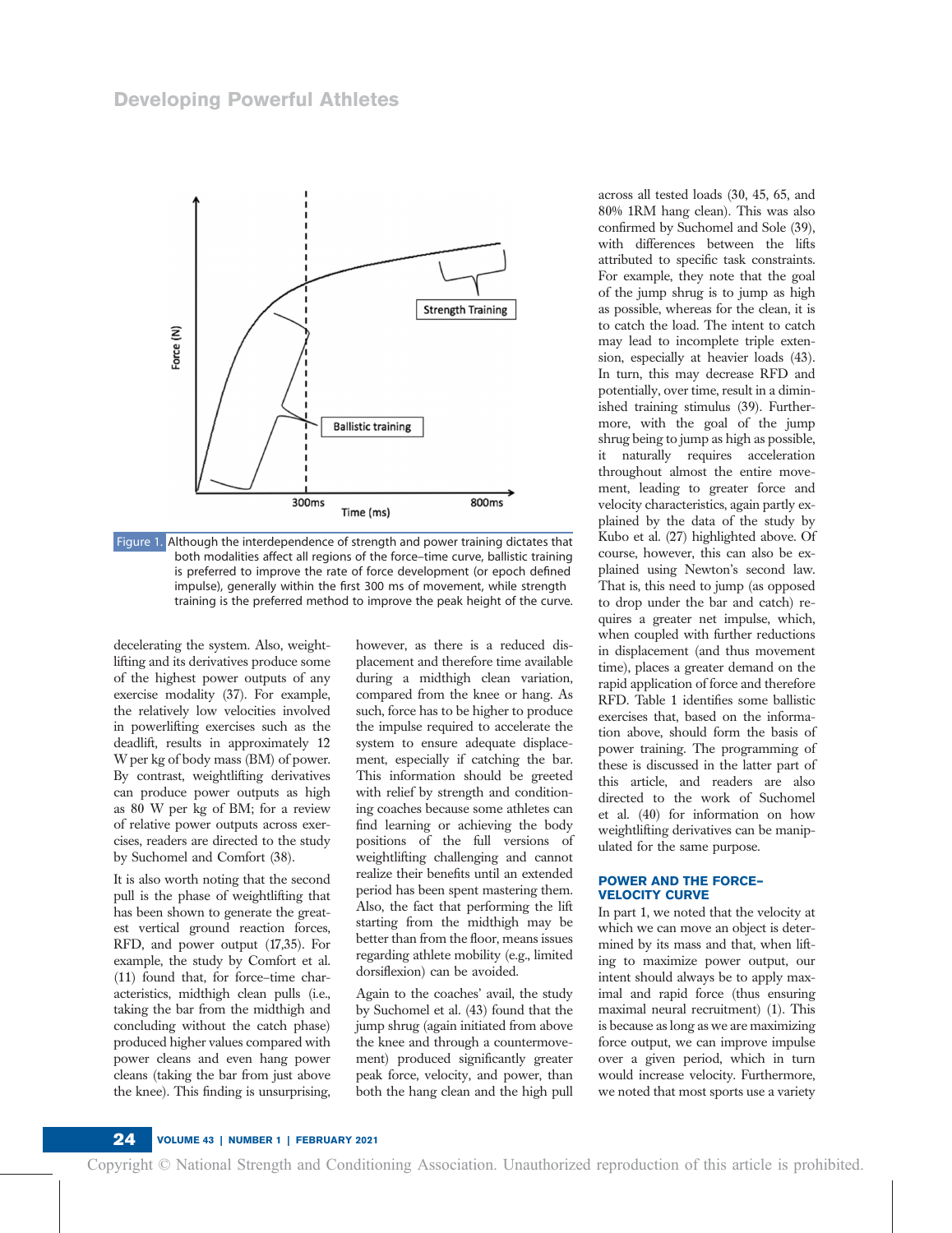Figure 1. Although the interdependence of strength and power training dictates that both modalities affect all regions of the force–time curve, ballistic training is preferred to improve the rate of force development (or epoch defined impulse), generally within the first 300 ms of movement, while strength training is the preferred method to improve the peak height of the curve.

decelerating the system. Also, weightlifting and its derivatives produce some of the highest power outputs of any exercise modality (37). For example, the relatively low velocities involved in powerlifting exercises such as the deadlift, results in approximately 12 W per kg of body mass (BM) of power. By contrast, weightlifting derivatives can produce power outputs as high as 80 W per kg of BM; for a review of relative power outputs across exercises, readers are directed to the study by Suchomel and Comfort (38).

It is also worth noting that the second pull is the phase of weightlifting that has been shown to generate the greatest vertical ground reaction forces, RFD, and power output (17,35). For example, the study by Comfort et al. (11) found that, for force–time characteristics, midthigh clean pulls (i.e., taking the bar from the midthigh and concluding without the catch phase) produced higher values compared with power cleans and even hang power cleans (taking the bar from just above the knee). This finding is unsurprising, however, as there is a reduced displacement and therefore time available during a midthigh clean variation, compared from the knee or hang. As such, force has to be higher to produce the impulse required to accelerate the system to ensure adequate displacement, especially if catching the bar. This information should be greeted with relief by strength and conditioning coaches because some athletes can find learning or achieving the body positions of the full versions of weightlifting challenging and cannot realize their benefits until an extended period has been spent mastering them. Also, the fact that performing the lift starting from the midthigh may be better than from the floor, means issues regarding athlete mobility (e.g., limited dorsiflexion) can be avoided.

Again to the coaches' avail, the study by Suchomel et al. (43) found that the jump shrug (again initiated from above the knee and through a countermovement) produced significantly greater peak force, velocity, and power, than both the hang clean and the high pull across all tested loads (30, 45, 65, and 80% 1RM hang clean). This was also confirmed by Suchomel and Sole (39), with differences between the lifts attributed to specific task constraints. For example, they note that the goal of the jump shrug is to jump as high as possible, whereas for the clean, it is to catch the load. The intent to catch may lead to incomplete triple extension, especially at heavier loads (43). In turn, this may decrease RFD and potentially, over time, result in a diminished training stimulus (39). Furthermore, with the goal of the jump shrug being to jump as high as possible, it naturally requires acceleration throughout almost the entire movement, leading to greater force and velocity characteristics, again partly explained by the data of the study by Kubo et al. (27) highlighted above. Of course, however, this can also be explained using Newton's second law. That is, this need to jump (as opposed to drop under the bar and catch) requires a greater net impulse, which, when coupled with further reductions in displacement (and thus movement time), places a greater demand on the rapid application of force and therefore RFD. Table 1 identifies some ballistic exercises that, based on the information above, should form the basis of power training. The programming of these is discussed in the latter part of this article, and readers are also directed to the work of Suchomel et al. (40) for information on how weightlifting derivatives can be manipulated for the same purpose.

## POWER AND THE FORCE–VELOCITY CURVE

In part 1, we noted that the velocity at which we can move an object is determined by its mass and that, when lifting to maximize power output, our intent should always be to apply maximal and rapid force (thus ensuring maximal neural recruitment) (1). This is because as long as we are maximizing force output, we can improve impulse over a given period, which in turn would increase velocity. Furthermore, we noted that most sports use a variety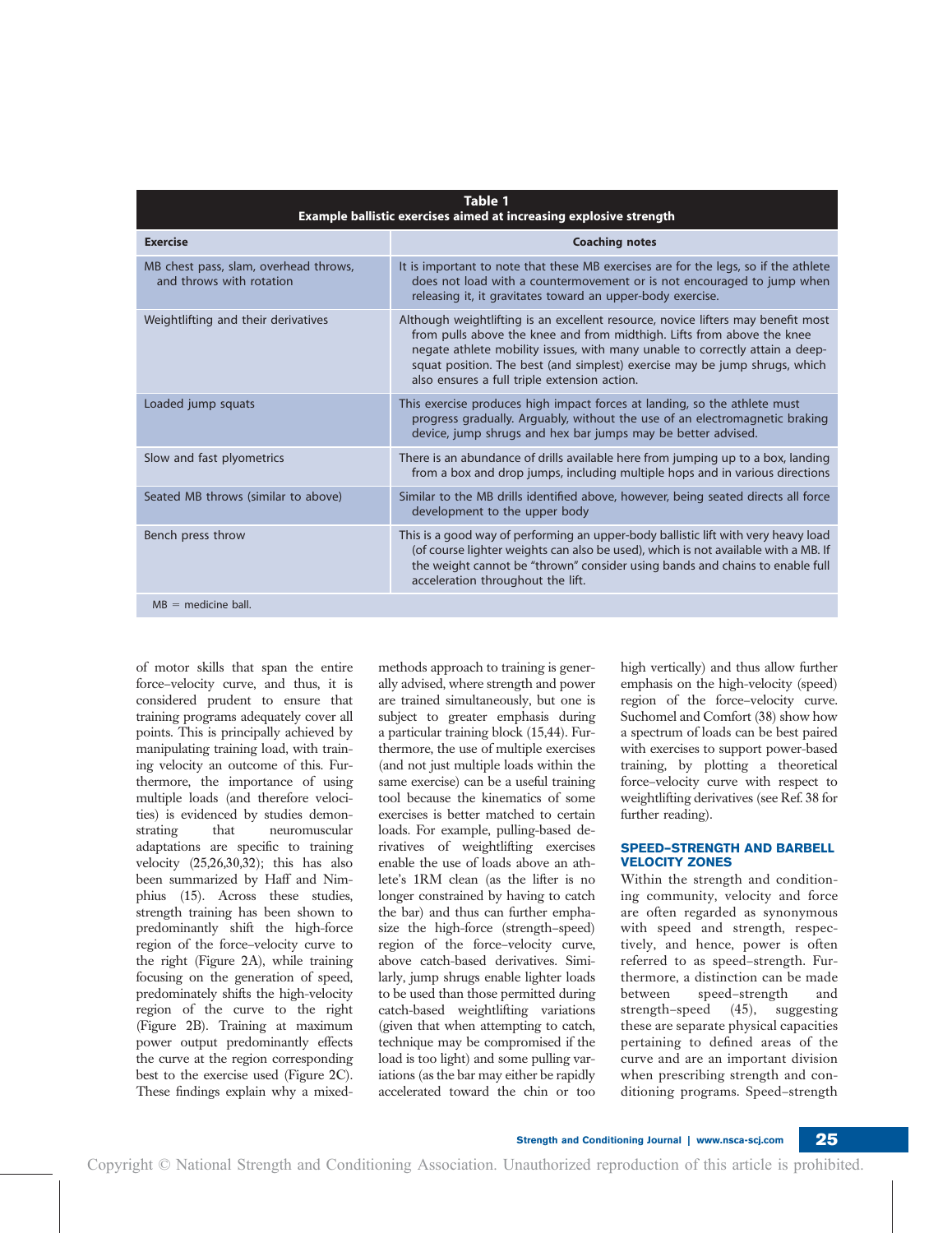**Table 1**
**Example ballistic exercises aimed at increasing explosive strength**

| Exercise | Coaching notes |
| --- | --- |
| MB chest pass, slam, overhead throws, and throws with rotation | It is important to note that these MB exercises are for the legs, so if the athlete does not load with a countermovement or is not encouraged to jump when releasing it, it gravitates toward an upper-body exercise. |
| Weightlifting and their derivatives | Although weightlifting is an excellent resource, novice lifters may benefit most from pulls above the knee and from midthigh. Lifts from above the knee negate athlete mobility issues, with many unable to correctly attain a deep-squat position. The best (and simplest) exercise may be jump shrugs, which also ensures a full triple extension action. |
| Loaded jump squats | This exercise produces high impact forces at landing, so the athlete must progress gradually. Arguably, without the use of an electromagnetic braking device, jump shrugs and hex bar jumps may be better advised. |
| Slow and fast plyometrics | There is an abundance of drills available here from jumping up to a box, landing from a box and drop jumps, including multiple hops and in various directions |
| Seated MB throws (similar to above) | Similar to the MB drills identified above, however, being seated directs all force development to the upper body |
| Bench press throw | This is a good way of performing an upper-body ballistic lift with very heavy load (of course lighter weights can also be used), which is not available with a MB. If the weight cannot be "thrown" consider using bands and chains to enable full acceleration throughout the lift. |

MB = medicine ball.

of motor skills that span the entire force–velocity curve, and thus, it is considered prudent to ensure that training programs adequately cover all points. This is principally achieved by manipulating training load, with training velocity an outcome of this. Furthermore, the importance of using multiple loads (and therefore velocities) is evidenced by studies demonstrating that neuromuscular adaptations are specific to training velocity (25,26,30,32); this has also been summarized by Haff and Nimphius (15). Across these studies, strength training has been shown to predominantly shift the high-force region of the force–velocity curve to the right (Figure 2A), while training focusing on the generation of speed, predominately shifts the high-velocity region of the curve to the right (Figure 2B). Training at maximum power output predominantly effects the curve at the region corresponding best to the exercise used (Figure 2C). These findings explain why a mixed-methods approach to training is generally advised, where strength and power are trained simultaneously, but one is subject to greater emphasis during a particular training block (15,44). Furthermore, the use of multiple exercises (and not just multiple loads within the same exercise) can be a useful training tool because the kinematics of some exercises is better matched to certain loads. For example, pulling-based derivatives of weightlifting exercises enable the use of loads above an athlete's 1RM clean (as the lifter is no longer constrained by having to catch the bar) and thus can further emphasize the high-force (strength–speed) region of the force–velocity curve, above catch-based derivatives. Similarly, jump shrugs enable lighter loads to be used than those permitted during catch-based weightlifting variations (given that when attempting to catch, technique may be compromised if the load is too light) and some pulling variations (as the bar may either be rapidly accelerated toward the chin or too high vertically) and thus allow further emphasis on the high-velocity (speed) region of the force–velocity curve. Suchomel and Comfort (38) show how a spectrum of loads can be best paired with exercises to support power-based training, by plotting a theoretical force–velocity curve with respect to weightlifting derivatives (see Ref. 38 for further reading).

## SPEED–STRENGTH AND BARBELL VELOCITY ZONES

Within the strength and conditioning community, velocity and force are often regarded as synonymous with speed and strength, respectively, and hence, power is often referred to as speed–strength. Furthermore, a distinction can be made between speed–strength and strength–speed (45), suggesting these are separate physical capacities pertaining to defined areas of the curve and are an important division when prescribing strength and conditioning programs. Speed–strength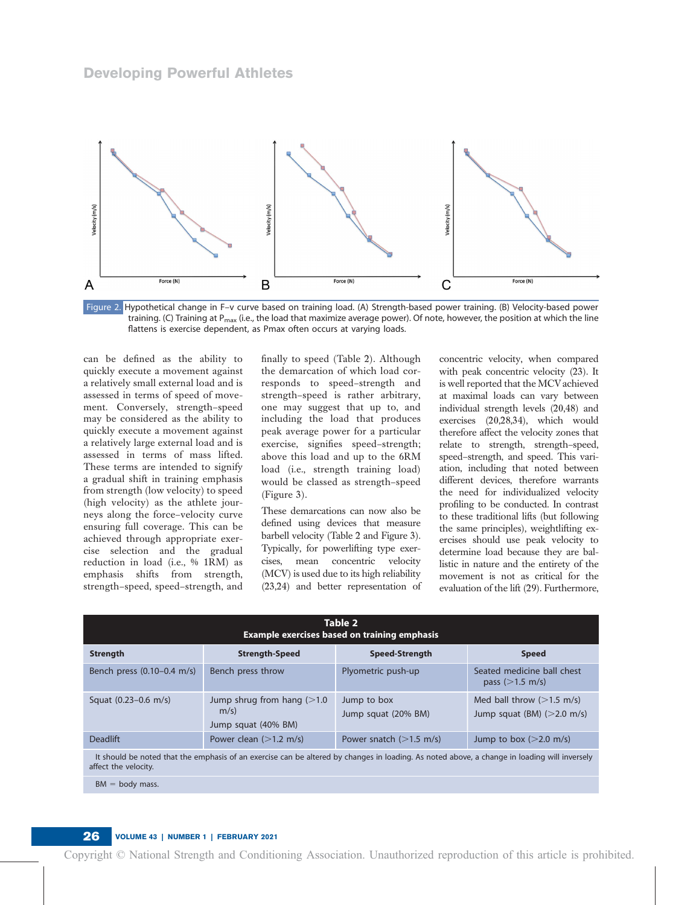Figure 2. Hypothetical change in F–v curve based on training load. (A) Strength-based power training. (B) Velocity-based power training. (C) Training at $P_{max}$ (i.e., the load that maximize average power). Of note, however, the position at which the line flattens is exercise dependent, as Pmax often occurs at varying loads.

can be defined as the ability to quickly execute a movement against a relatively small external load and is assessed in terms of speed of movement. Conversely, strength–speed may be considered as the ability to quickly execute a movement against a relatively large external load and is assessed in terms of mass lifted. These terms are intended to signify a gradual shift in training emphasis from strength (low velocity) to speed (high velocity) as the athlete journeys along the force–velocity curve ensuring full coverage. This can be achieved through appropriate exercise selection and the gradual reduction in load (i.e., % 1RM) as emphasis shifts from strength, strength–speed, speed–strength, and finally to speed (Table 2). Although the demarcation of which load corresponds to speed–strength and strength–speed is rather arbitrary, one may suggest that up to, and including the load that produces peak average power for a particular exercise, signifies speed–strength; above this load and up to the 6RM load (i.e., strength training load) would be classed as strength–speed (Figure 3).

These demarcations can now also be defined using devices that measure barbell velocity (Table 2 and Figure 3). Typically, for powerlifting type exercises, mean concentric velocity (MCV) is used due to its high reliability (23,24) and better representation of concentric velocity, when compared with peak concentric velocity (23). It is well reported that the MCV achieved at maximal loads can vary between individual strength levels (20,48) and exercises (20,28,34), which would therefore affect the velocity zones that relate to strength, strength–speed, speed–strength, and speed. This variation, including that noted between different devices, therefore warrants the need for individualized velocity profiling to be conducted. In contrast to these traditional lifts (but following the same principles), weightlifting exercises should use peak velocity to determine load because they are ballistic in nature and the entirety of the movement is not as critical for the evaluation of the lift (29). Furthermore,

**Table 2**
**Example exercises based on training emphasis**

| Strength | Strength-Speed | Speed-Strength | Speed |
|---|---|---|---|
| Bench press (0.10–0.4 m/s) | Bench press throw | Plyometric push-up | Seated medicine ball chest pass (>1.5 m/s) |
| Squat (0.23–0.6 m/s) | Jump shrug from hang (>1.0 m/s)<br>Jump squat (40% BM) | Jump to box<br>Jump squat (20% BM) | Med ball throw (>1.5 m/s)<br>Jump squat (BM) (>2.0 m/s) |
| Deadlift | Power clean (>1.2 m/s) | Power snatch (>1.5 m/s) | Jump to box (>2.0 m/s) |

It should be noted that the emphasis of an exercise can be altered by changes in loading. As noted above, a change in loading will inversely affect the velocity.

BM = body mass.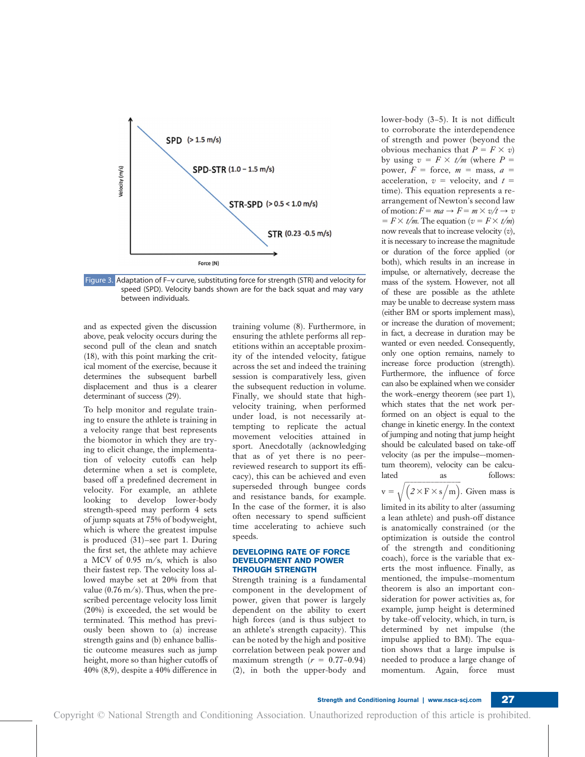Figure 3. Adaptation of F–v curve, substituting force for strength (STR) and velocity for speed (SPD). Velocity bands shown are for the back squat and may vary between individuals.

and as expected given the discussion above, peak velocity occurs during the second pull of the clean and snatch (18), with this point marking the critical moment of the exercise, because it determines the subsequent barbell displacement and thus is a clearer determinant of success (29).

To help monitor and regulate training to ensure the athlete is training in a velocity range that best represents the biomotor in which they are trying to elicit change, the implementation of velocity cutoffs can help determine when a set is complete, based off a predefined decrement in velocity. For example, an athlete looking to develop lower-body strength-speed may perform 4 sets of jump squats at 75% of bodyweight, which is where the greatest impulse is produced (31)—see part 1. During the first set, the athlete may achieve a MCV of 0.95 m/s, which is also their fastest rep. The velocity loss allowed maybe set at 20% from that value (0.76 m/s). Thus, when the prescribed percentage velocity loss limit (20%) is exceeded, the set would be terminated. This method has previously been shown to (a) increase strength gains and (b) enhance ballistic outcome measures such as jump height, more so than higher cutoffs of 40% (8,9), despite a 40% difference in training volume (8). Furthermore, in ensuring the athlete performs all repetitions within an acceptable proximity of the intended velocity, fatigue across the set and indeed the training session is comparatively less, given the subsequent reduction in volume. Finally, we should state that high-velocity training, when performed under load, is not necessarily attempting to replicate the actual movement velocities attained in sport. Anecdotally (acknowledging that as of yet there is no peer-reviewed research to support its efficacy), this can be achieved and even superseded through bungee cords and resistance bands, for example. In the case of the former, it is also often necessary to spend sufficient time accelerating to achieve such speeds.

## DEVELOPING RATE OF FORCE DEVELOPMENT AND POWER THROUGH STRENGTH

Strength training is a fundamental component in the development of power, given that power is largely dependent on the ability to exert high forces (and is thus subject to an athlete's strength capacity). This can be noted by the high and positive correlation between peak power and maximum strength ($r$ = 0.77–0.94) (2), in both the upper-body and lower-body (3–5). It is not difficult to corroborate the interdependence of strength and power (beyond the obvious mechanics that $P = F \times v$) by using $v = F \times t/m$ (where $P$ = power, $F$ = force, $m$ = mass, $a$ = acceleration, $v$ = velocity, and $t$ = time). This equation represents a rearrangement of Newton's second law of motion: $F = ma \rightarrow F = m \times v/t \rightarrow v = F \times t/m$. The equation ($v = F \times t/m$) now reveals that to increase velocity ($v$), it is necessary to increase the magnitude or duration of the force applied (or both), which results in an increase in impulse, or alternatively, decrease the mass of the system. However, not all of these are possible as the athlete may be unable to decrease system mass (either BM or sports implement mass), or increase the duration of movement; in fact, a decrease in duration may be wanted or even needed. Consequently, only one option remains, namely to increase force production (strength). Furthermore, the influence of force can also be explained when we consider the work–energy theorem (see part 1), which states that the net work performed on an object is equal to the change in kinetic energy. In the context of jumping and noting that jump height should be calculated based on take-off velocity (as per the impulse–momentum theorem), velocity can be calculated as follows: $v = \sqrt{\left(2 \times F \times s/m\right)}$. Given mass is limited in its ability to alter (assuming a lean athlete) and push-off distance is anatomically constrained (or the optimization is outside the control of the strength and conditioning coach), force is the variable that exerts the most influence. Finally, as mentioned, the impulse–momentum theorem is also an important consideration for power activities as, for example, jump height is determined by take-off velocity, which, in turn, is determined by net impulse (the impulse applied to BM). The equation shows that a large impulse is needed to produce a large change of momentum. Again, force must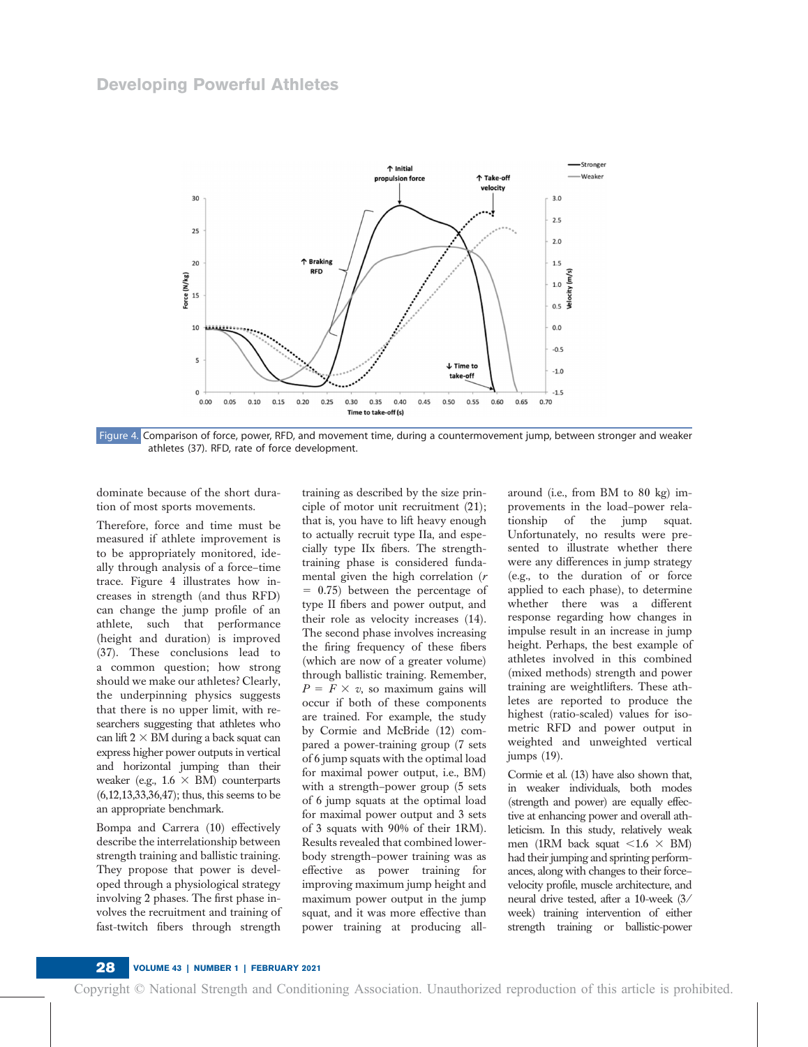Figure 4. Comparison of force, power, RFD, and movement time, during a countermovement jump, between stronger and weaker athletes (37). RFD, rate of force development.

dominate because of the short duration of most sports movements.

Therefore, force and time must be measured if athlete improvement is to be appropriately monitored, ideally through analysis of a force–time trace. Figure 4 illustrates how increases in strength (and thus RFD) can change the jump profile of an athlete, such that performance (height and duration) is improved (37). These conclusions lead to a common question; how strong should we make our athletes? Clearly, the underpinning physics suggests that there is no upper limit, with researchers suggesting that athletes who can lift 2 × BM during a back squat can express higher power outputs in vertical and horizontal jumping than their weaker (e.g., 1.6 × BM) counterparts (6,12,13,33,36,47); thus, this seems to be an appropriate benchmark.

Bompa and Carrera (10) effectively describe the interrelationship between strength training and ballistic training. They propose that power is developed through a physiological strategy involving 2 phases. The first phase involves the recruitment and training of fast-twitch fibers through strength training as described by the size principle of motor unit recruitment (21); that is, you have to lift heavy enough to actually recruit type IIa, and especially type IIx fibers. The strength-training phase is considered fundamental given the high correlation ($r = 0.75$) between the percentage of type II fibers and power output, and their role as velocity increases (14). The second phase involves increasing the firing frequency of these fibers (which are now of a greater volume) through ballistic training. Remember, $P = F \times v$, so maximum gains will occur if both of these components are trained. For example, the study by Cormie and McBride (12) compared a power-training group (7 sets of 6 jump squats with the optimal load for maximal power output, i.e., BM) with a strength–power group (5 sets of 6 jump squats at the optimal load for maximal power output and 3 sets of 3 squats with 90% of their 1RM). Results revealed that combined lower-body strength–power training was as effective as power training for improving maximum jump height and maximum power output in the jump squat, and it was more effective than power training at producing all-around (i.e., from BM to 80 kg) improvements in the load–power relationship of the jump squat. Unfortunately, no results were presented to illustrate whether there were any differences in jump strategy (e.g., to the duration of or force applied to each phase), to determine whether there was a different response regarding how changes in impulse result in an increase in jump height. Perhaps, the best example of athletes involved in this combined (mixed methods) strength and power training are weightlifters. These athletes are reported to produce the highest (ratio-scaled) values for isometric RFD and power output in weighted and unweighted vertical jumps (19).

Cormie et al. (13) have also shown that, in weaker individuals, both modes (strength and power) are equally effective at enhancing power and overall athleticism. In this study, relatively weak men (1RM back squat <1.6 × BM) had their jumping and sprinting performances, along with changes to their force–velocity profile, muscle architecture, and neural drive tested, after a 10-week (3/week) training intervention of either strength training or ballistic-power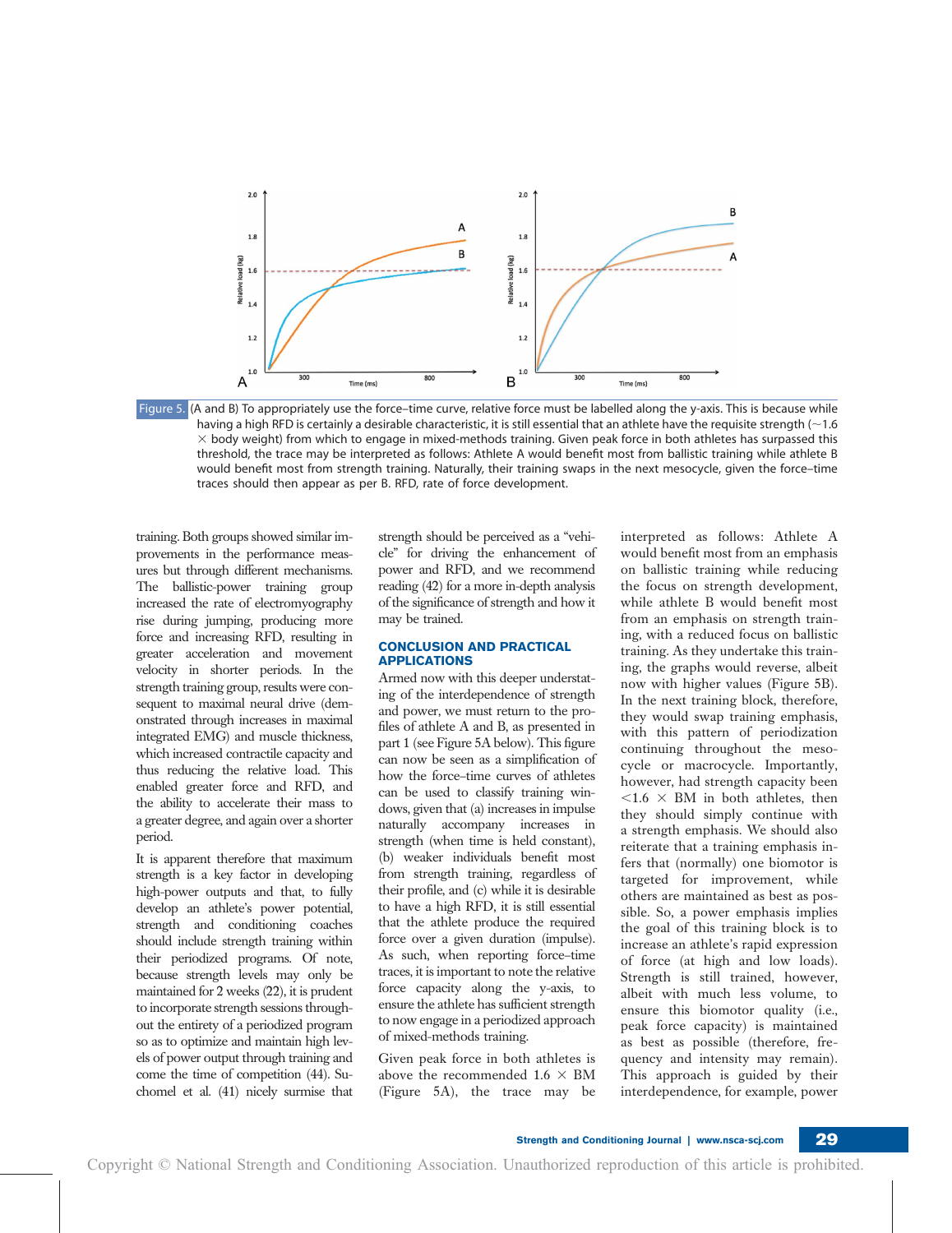Figure 5. (A and B) To appropriately use the force–time curve, relative force must be labelled along the y-axis. This is because while having a high RFD is certainly a desirable characteristic, it is still essential that an athlete have the requisite strength (~1.6 × body weight) from which to engage in mixed-methods training. Given peak force in both athletes has surpassed this threshold, the trace may be interpreted as follows: Athlete A would benefit most from ballistic training while athlete B would benefit most from strength training. Naturally, their training swaps in the next mesocycle, given the force–time traces should then appear as per B. RFD, rate of force development.

training. Both groups showed similar improvements in the performance measures but through different mechanisms. The ballistic-power training group increased the rate of electromyography rise during jumping, producing more force and increasing RFD, resulting in greater acceleration and movement velocity in shorter periods. In the strength training group, results were consequent to maximal neural drive (demonstrated through increases in maximal integrated EMG) and muscle thickness, which increased contractile capacity and thus reducing the relative load. This enabled greater force and RFD, and the ability to accelerate their mass to a greater degree, and again over a shorter period.

It is apparent therefore that maximum strength is a key factor in developing high-power outputs and that, to fully develop an athlete's power potential, strength and conditioning coaches should include strength training within their periodized programs. Of note, because strength levels may only be maintained for 2 weeks (22), it is prudent to incorporate strength sessions throughout the entirety of a periodized program so as to optimize and maintain high levels of power output through training and come the time of competition (44). Suchomel et al. (41) nicely surmise that strength should be perceived as a "vehicle" for driving the enhancement of power and RFD, and we recommend reading (42) for a more in-depth analysis of the significance of strength and how it may be trained.

## CONCLUSION AND PRACTICAL APPLICATIONS

Armed now with this deeper understating of the interdependence of strength and power, we must return to the profiles of athlete A and B, as presented in part 1 (see Figure 5A below). This figure can now be seen as a simplification of how the force–time curves of athletes can be used to classify training windows, given that (a) increases in impulse naturally accompany increases in strength (when time is held constant), (b) weaker individuals benefit most from strength training, regardless of their profile, and (c) while it is desirable to have a high RFD, it is still essential that the athlete produce the required force over a given duration (impulse). As such, when reporting force–time traces, it is important to note the relative force capacity along the y-axis, to ensure the athlete has sufficient strength to now engage in a periodized approach of mixed-methods training.

Given peak force in both athletes is above the recommended 1.6 × BM (Figure 5A), the trace may be interpreted as follows: Athlete A would benefit most from an emphasis on ballistic training while reducing the focus on strength development, while athlete B would benefit most from an emphasis on strength training, with a reduced focus on ballistic training. As they undertake this training, the graphs would reverse, albeit now with higher values (Figure 5B). In the next training block, therefore, they would swap training emphasis, with this pattern of periodization continuing throughout the mesocycle or macrocycle. Importantly, however, had strength capacity been <1.6 × BM in both athletes, then they should simply continue with a strength emphasis. We should also reiterate that a training emphasis infers that (normally) one biomotor is targeted for improvement, while others are maintained as best as possible. So, a power emphasis implies the goal of this training block is to increase an athlete's rapid expression of force (at high and low loads). Strength is still trained, however, albeit with much less volume, to ensure this biomotor quality (i.e., peak force capacity) is maintained as best as possible (therefore, frequency and intensity may remain). This approach is guided by their interdependence, for example, power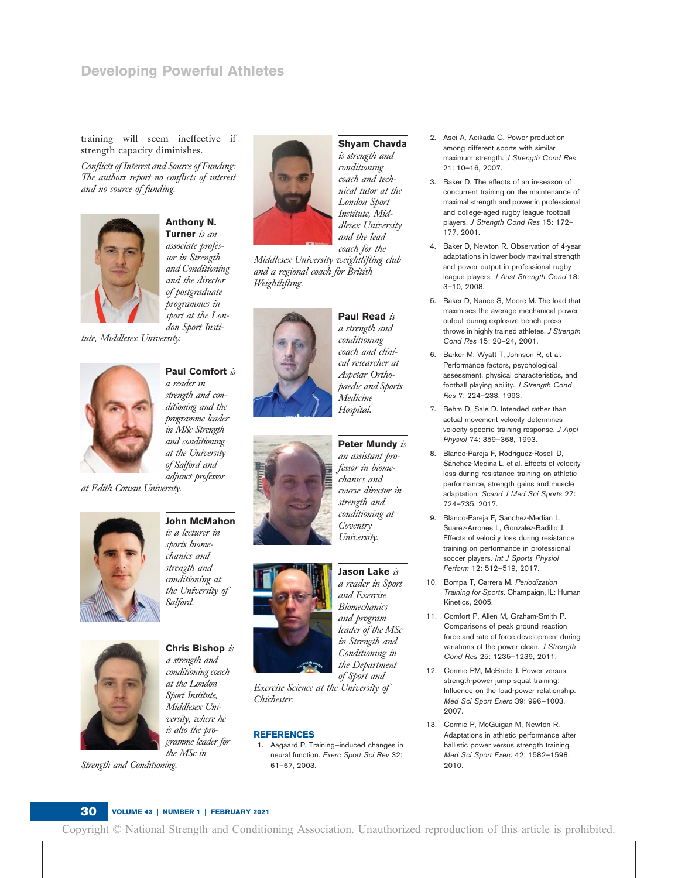training will seem ineffective if strength capacity diminishes.

*Conflicts of Interest and Source of Funding: The authors report no conflicts of interest and no source of funding.*

**Anthony N. Turner** *is an associate professor in Strength and Conditioning and the director of postgraduate programmes in sport at the London Sport Institute, Middlesex University.*

**Paul Comfort** *is a reader in strength and conditioning and the programme leader in MSc Strength and conditioning at the University of Salford and adjunct professor at Edith Cowan University.*

**John McMahon** *is a lecturer in sports biomechanics and strength and conditioning at the University of Salford.*

**Chris Bishop** *is a strength and conditioning coach at the London Sport Institute, Middlesex University, where he is also the programme leader for the MSc in Strength and Conditioning.*

**Shyam Chavda** *is strength and conditioning coach and technical tutor at the London Sport Institute, Middlesex University and the lead coach for the Middlesex University weightlifting club and a regional coach for British Weightlifting.*

**Paul Read** *is a strength and conditioning coach and clinical researcher at Aspetar Orthopaedic and Sports Medicine Hospital.*

**Peter Mundy** *is an assistant professor in biomechanics and course director in strength and conditioning at Coventry University.*

**Jason Lake** *is a reader in Sport and Exercise Biomechanics and program leader of the MSc in Strength and Conditioning in the Department of Sport and Exercise Science at the University of Chichester.*

## REFERENCES

1. Aagaard P. Training–induced changes in neural function. *Exerc Sport Sci Rev* 32: 61–67, 2003.
2. Asci A, Acikada C. Power production among different sports with similar maximum strength. *J Strength Cond Res* 21: 10–16, 2007.
3. Baker D. The effects of an in-season of concurrent training on the maintenance of maximal strength and power in professional and college-aged rugby league football players. *J Strength Cond Res* 15: 172–177, 2001.
4. Baker D, Newton R. Observation of 4-year adaptations in lower body maximal strength and power output in professional rugby league players. *J Aust Strength Cond* 18: 3–10, 2008.
5. Baker D, Nance S, Moore M. The load that maximises the average mechanical power output during explosive bench press throws in highly trained athletes. *J Strength Cond Res* 15: 20–24, 2001.
6. Barker M, Wyatt T, Johnson R, et al. Performance factors, psychological assessment, physical characteristics, and football playing ability. *J Strength Cond Res* 7: 224–233, 1993.
7. Behm D, Sale D. Intended rather than actual movement velocity determines velocity specific training response. *J Appl Physiol* 74: 359–368, 1993.
8. Blanco-Pareja F, Rodriguez-Rosell D, Sánchez-Medina L, et al. Effects of velocity loss during resistance training on athletic performance, strength gains and muscle adaptation. *Scand J Med Sci Sports* 27: 724–735, 2017.
9. Blanco-Pareja F, Sanchez-Median L, Suarez-Arrones L, Gonzalez-Badillo J. Effects of velocity loss during resistance training on performance in professional soccer players. *Int J Sports Physiol Perform* 12: 512–519, 2017.
10. Bompa T, Carrera M. *Periodization Training for Sports*. Champaign, IL: Human Kinetics, 2005.
11. Comfort P, Allen M, Graham-Smith P. Comparisons of peak ground reaction force and rate of force development during variations of the power clean. *J Strength Cond Res* 25: 1235–1239, 2011.
12. Cormie PM, McBride J. Power versus strength-power jump squat training: Influence on the load-power relationship. *Med Sci Sport Exerc* 39: 996–1003, 2007.
13. Cormie P, McGuigan M, Newton R. Adaptations in athletic performance after ballistic power versus strength training. *Med Sci Sport Exerc* 42: 1582–1598, 2010.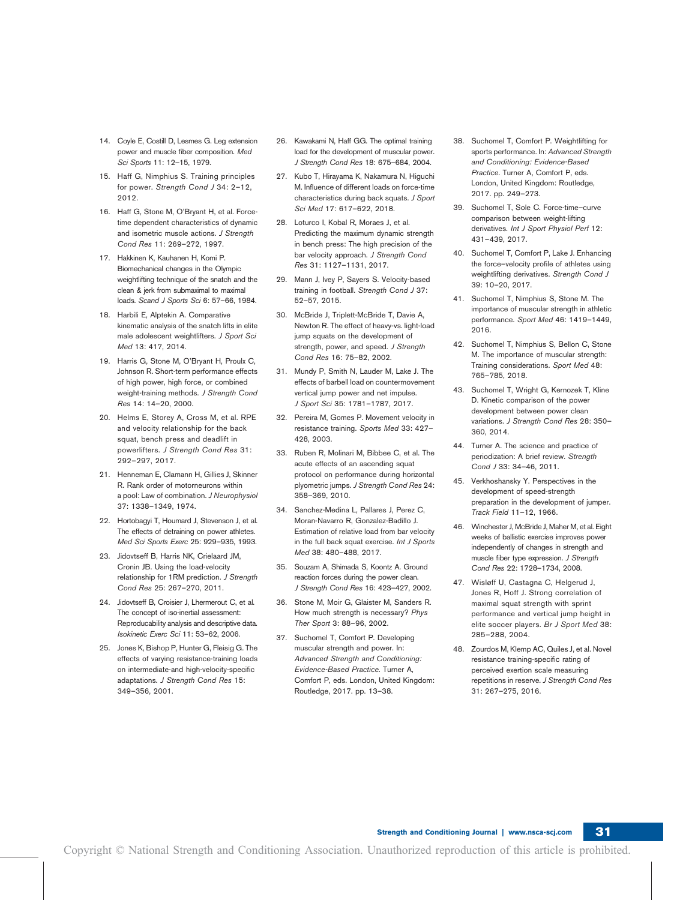14. Coyle E, Costill D, Lesmes G. Leg extension power and muscle fiber composition. *Med Sci Sports* 11: 12–15, 1979.
15. Haff G, Nimphius S. Training principles for power. *Strength Cond J* 34: 2–12, 2012.
16. Haff G, Stone M, O'Bryant H, et al. Force-time dependent characteristics of dynamic and isometric muscle actions. *J Strength Cond Res* 11: 269–272, 1997.
17. Hakkinen K, Kauhanen H, Komi P. Biomechanical changes in the Olympic weightlifting technique of the snatch and the clean & jerk from submaximal to maximal loads. *Scand J Sports Sci* 6: 57–66, 1984.
18. Harbili E, Alptekin A. Comparative kinematic analysis of the snatch lifts in elite male adolescent weightlifters. *J Sport Sci Med* 13: 417, 2014.
19. Harris G, Stone M, O'Bryant H, Proulx C, Johnson R. Short-term performance effects of high power, high force, or combined weight-training methods. *J Strength Cond Res* 14: 14–20, 2000.
20. Helms E, Storey A, Cross M, et al. RPE and velocity relationship for the back squat, bench press and deadlift in powerlifters. *J Strength Cond Res* 31: 292–297, 2017.
21. Henneman E, Clamann H, Gillies J, Skinner R. Rank order of motorneurons within a pool: Law of combination. *J Neurophysiol* 37: 1338–1349, 1974.
22. Hortobagyi T, Houmard J, Stevenson J, et al. The effects of detraining on power athletes. *Med Sci Sports Exerc* 25: 929–935, 1993.
23. Jidovtseff B, Harris NK, Crielaard JM, Cronin JB. Using the load-velocity relationship for 1RM prediction. *J Strength Cond Res* 25: 267–270, 2011.
24. Jidovtseff B, Croisier J, Lhermerout C, et al. The concept of iso-inertial assessment: Reproducability analysis and descriptive data. *Isokinetic Exerc Sci* 11: 53–62, 2006.
25. Jones K, Bishop P, Hunter G, Fleisig G. The effects of varying resistance-training loads on intermediate-and high-velocity-specific adaptations. *J Strength Cond Res* 15: 349–356, 2001.
26. Kawakami N, Haff GG. The optimal training load for the development of muscular power. *J Strength Cond Res* 18: 675–684, 2004.
27. Kubo T, Hirayama K, Nakamura N, Higuchi M. Influence of different loads on force-time characteristics during back squats. *J Sport Sci Med* 17: 617–622, 2018.
28. Loturco I, Kobal R, Moraes J, et al. Predicting the maximum dynamic strength in bench press: The high precision of the bar velocity approach. *J Strength Cond Res* 31: 1127–1131, 2017.
29. Mann J, Ivey P, Sayers S. Velocity-based training in football. *Strength Cond J* 37: 52–57, 2015.
30. McBride J, Triplett-McBride T, Davie A, Newton R. The effect of heavy-vs. light-load jump squats on the development of strength, power, and speed. *J Strength Cond Res* 16: 75–82, 2002.
31. Mundy P, Smith N, Lauder M, Lake J. The effects of barbell load on countermovement vertical jump power and net impulse. *J Sport Sci* 35: 1781–1787, 2017.
32. Pereira M, Gomes P. Movement velocity in resistance training. *Sports Med* 33: 427–428, 2003.
33. Ruben R, Molinari M, Bibbee C, et al. The acute effects of an ascending squat protocol on performance during horizontal plyometric jumps. *J Strength Cond Res* 24: 358–369, 2010.
34. Sanchez-Medina L, Pallares J, Perez C, Moran-Navarro R, Gonzalez-Badillo J. Estimation of relative load from bar velocity in the full back squat exercise. *Int J Sports Med* 38: 480–488, 2017.
35. Souzam A, Shimada S, Koontz A. Ground reaction forces during the power clean. *J Strength Cond Res* 16: 423–427, 2002.
36. Stone M, Moir G, Glaister M, Sanders R. How much strength is necessary? *Phys Ther Sport* 3: 88–96, 2002.
37. Suchomel T, Comfort P. Developing muscular strength and power. In: *Advanced Strength and Conditioning: Evidence-Based Practice*. Turner A, Comfort P, eds. London, United Kingdom: Routledge, 2017. pp. 13–38.
38. Suchomel T, Comfort P. Weightlifting for sports performance. In: *Advanced Strength and Conditioning: Evidence-Based Practice*. Turner A, Comfort P, eds. London, United Kingdom: Routledge, 2017. pp. 249–273.
39. Suchomel T, Sole C. Force-time-curve comparison between weight-lifting derivatives. *Int J Sport Physiol Perf* 12: 431–439, 2017.
40. Suchomel T, Comfort P, Lake J. Enhancing the force–velocity profile of athletes using weightlifting derivatives. *Strength Cond J* 39: 10–20, 2017.
41. Suchomel T, Nimphius S, Stone M. The importance of muscular strength in athletic performance. *Sport Med* 46: 1419–1449, 2016.
42. Suchomel T, Nimphius S, Bellon C, Stone M. The importance of muscular strength: Training considerations. *Sport Med* 48: 765–785, 2018.
43. Suchomel T, Wright G, Kernozek T, Kline D. Kinetic comparison of the power development between power clean variations. *J Strength Cond Res* 28: 350–360, 2014.
44. Turner A. The science and practice of periodization: A brief review. *Strength Cond J* 33: 34–46, 2011.
45. Verkhoshansky Y. Perspectives in the development of speed-strength preparation in the development of jumper. *Track Field* 11–12, 1966.
46. Winchester J, McBride J, Maher M, et al. Eight weeks of ballistic exercise improves power independently of changes in strength and muscle fiber type expression. *J Strength Cond Res* 22: 1728–1734, 2008.
47. Wisløff U, Castagna C, Helgerud J, Jones R, Hoff J. Strong correlation of maximal squat strength with sprint performance and vertical jump height in elite soccer players. *Br J Sport Med* 38: 285–288, 2004.
48. Zourdos M, Klemp AC, Quiles J, et al. Novel resistance training-specific rating of perceived exertion scale measuring repetitions in reserve. *J Strength Cond Res* 31: 267–275, 2016.